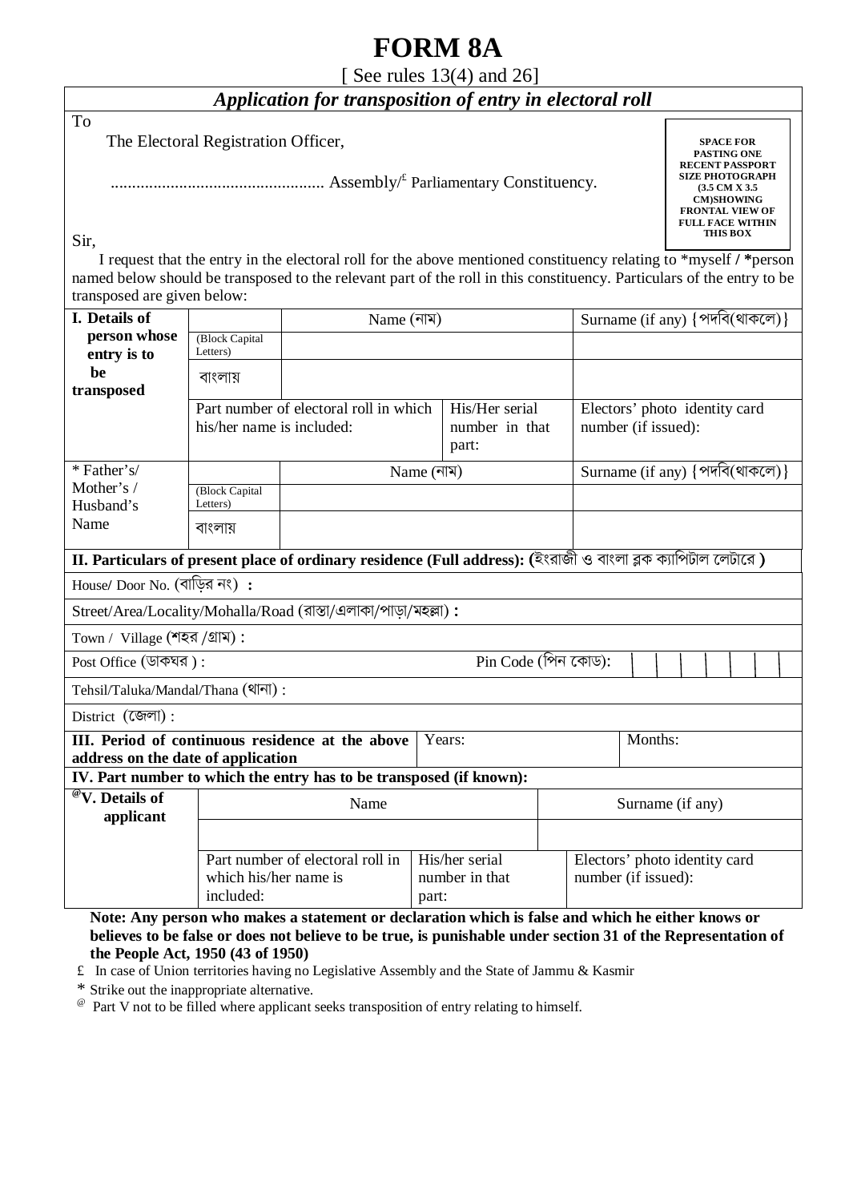# FORM 8A

[ See rules 13(4) and 26]

***Application for transposition of entry in electoral roll***

To

The Electoral Registration Officer,

.................................................. Assembly/[£] Parliamentary Constituency.

**SPACE FOR PASTING ONE RECENT PASSPORT SIZE PHOTOGRAPH (3.5 CM X 3.5 CM)SHOWING FRONTAL VIEW OF FULL FACE WITHIN THIS BOX**

Sir,

I request that the entry in the electoral roll for the above mentioned constituency relating to *myself / *person named below should be transposed to the relevant part of the roll in this constituency. Particulars of the entry to be transposed are given below:

| | | | | |
|---|---|---|---|---|
| **I. Details of person whose entry is to be transposed** | | Name (নাম) | | Surname (if any) {পদবি(থাকলে)} |
| | (Block Capital Letters) | | | |
| | বাংলায় | | | |
| | Part number of electoral roll in which his/her name is included: | | His/Her serial number in that part: | Electors' photo identity card number (if issued): |
| * Father's/ Mother's / Husband's Name | | Name (নাম) | | Surname (if any) {পদবি(থাকলে)} |
| | (Block Capital Letters) | | | |
| | বাংলায় | | | |

**II. Particulars of present place of ordinary residence (Full address): (ইংরাজী ও বাংলা ব্লক ক্যাপিটাল লেটারে )**

| |
|---|
| House/ Door No. (বাড়ির নং) **:** |
| Street/Area/Locality/Mohalla/Road (রাস্তা/এলাকা/পাড়া/মহল্লা) **:** |
| Town / Village (শহর /গ্রাম) : |
| Post Office (ডাকঘর ) : Pin Code (পিন কোড): |
| Tehsil/Taluka/Mandal/Thana (থানা) : |
| District (জেলা) : |

| | | |
|---|---|---|
| **III. Period of continuous residence at the above address on the date of application** | Years: | Months: |

**IV. Part number to which the entry has to be transposed (if known):**

| | | | |
|---|---|---|---|
| **[@]V. Details of applicant** | Name | | Surname (if any) |
| | | | |
| | Part number of electoral roll in which his/her name is included: | His/her serial number in that part: | Electors' photo identity card number (if issued): |

**Note: Any person who makes a statement or declaration which is false and which he either knows or believes to be false or does not believe to be true, is punishable under section 31 of the Representation of the People Act, 1950 (43 of 1950)**

£ In case of Union territories having no Legislative Assembly and the State of Jammu & Kasmir

* Strike out the inappropriate alternative.

@ Part V not to be filled where applicant seeks transposition of entry relating to himself.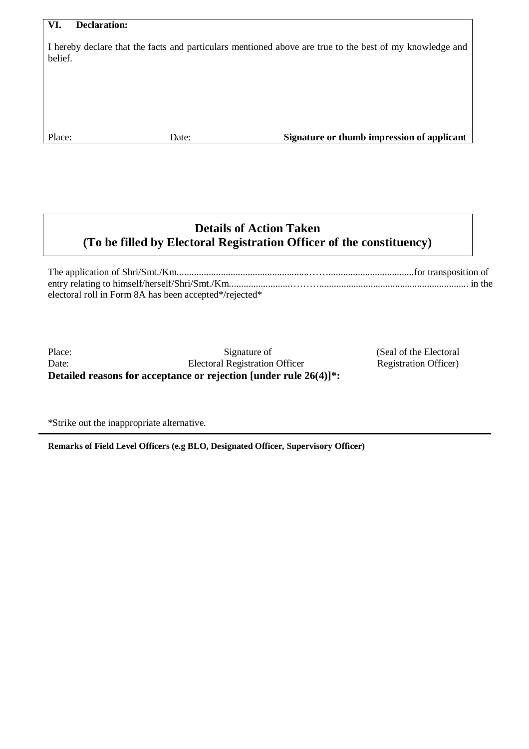**VI. Declaration:**

I hereby declare that the facts and particulars mentioned above are true to the best of my knowledge and belief.

Place: Date: **Signature or thumb impression of applicant**

## Details of Action Taken
## (To be filled by Electoral Registration Officer of the constituency)

The application of Shri/Smt./Km.........................................................…….................................for transposition of entry relating to himself/herself/Shri/Smt./Km.........................……….............................................................. in the electoral roll in Form 8A has been accepted*/rejected*

Place: Signature of (Seal of the Electoral
Date: Electoral Registration Officer Registration Officer)

**Detailed reasons for acceptance or rejection [under rule 26(4)]*:**

*Strike out the inappropriate alternative.

**Remarks of Field Level Officers (e.g BLO, Designated Officer, Supervisory Officer)**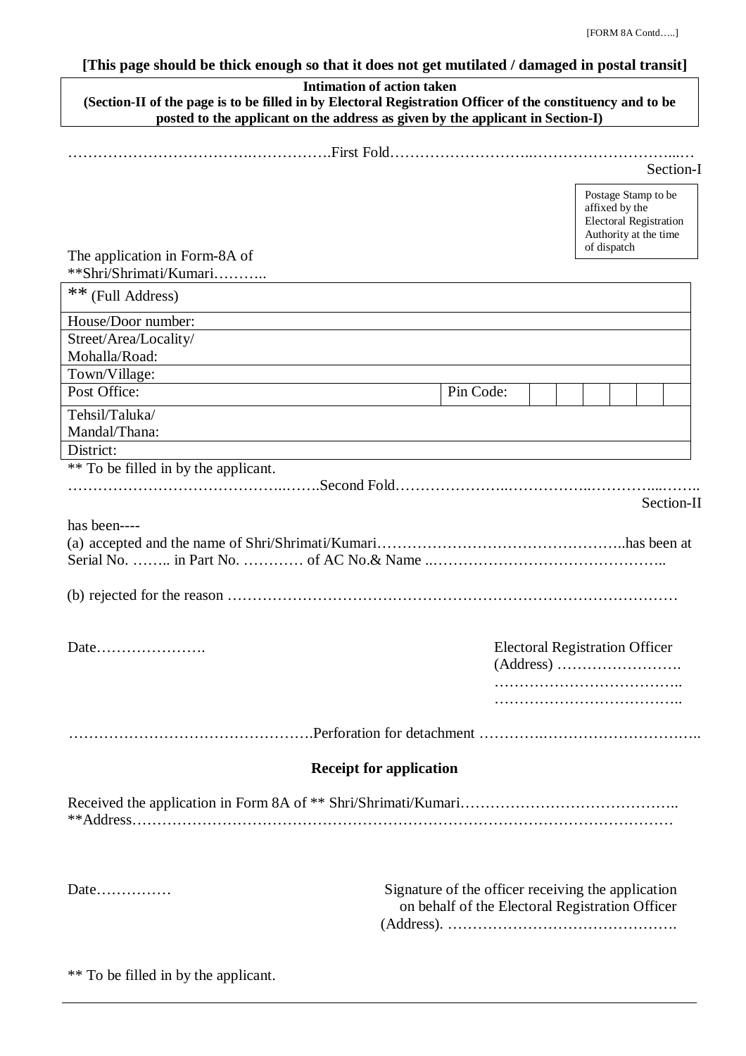[FORM 8A Contd…..]

**[This page should be thick enough so that it does not get mutilated / damaged in postal transit]**

| **Intimation of action taken** **(Section-II of the page is to be filled in by Electoral Registration Officer of the constituency and to be posted to the applicant on the address as given by the applicant in Section-I)** |
|---|

……………………………….…………….First Fold………………………..…………………………..…

Section-I

| Postage Stamp to be affixed by the Electoral Registration Authority at the time of dispatch |
|---|

The application in Form-8A of
**Shri/Shrimati/Kumari………..

| ** (Full Address) | | | | | | | |
|---|---|---|---|---|---|---|---|
| House/Door number: | | | | | | | |
| Street/Area/Locality/ Mohalla/Road: | | | | | | | |
| Town/Village: | | | | | | | |
| Post Office: | Pin Code: | | | | | | |
| Tehsil/Taluka/ Mandal/Thana: | | | | | | | |
| District: | | | | | | | |

** To be filled in by the applicant.

……………………………………..…….Second Fold…………………..……………..………...……..

Section-II

has been----

(a) accepted and the name of Shri/Shrimati/Kumari…………………………………………..has been at Serial No. …….. in Part No. ………… of AC No.& Name ..………………………………………..

(b) rejected for the reason ………………………………………………………………………………

Date………………….

Electoral Registration Officer
(Address) …………………….
………………………………..
………………………………..

………………………………………….Perforation for detachment ………….…………………………..

**Receipt for application**

Received the application in Form 8A of ** Shri/Shrimati/Kumari……………………………………..
**Address………………………………………………………………………………………………

Date……………

Signature of the officer receiving the application on behalf of the Electoral Registration Officer
(Address). ……………………………………….

** To be filled in by the applicant.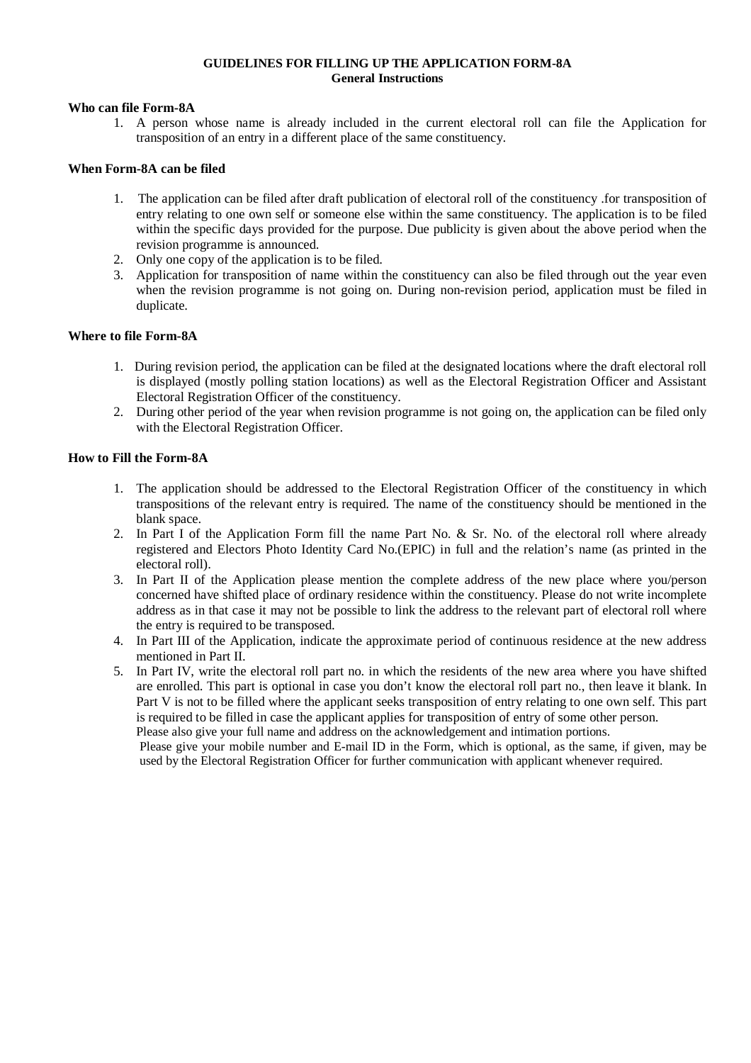# GUIDELINES FOR FILLING UP THE APPLICATION FORM-8A

## General Instructions

### Who can file Form-8A

1. A person whose name is already included in the current electoral roll can file the Application for transposition of an entry in a different place of the same constituency.

### When Form-8A can be filed

1. The application can be filed after draft publication of electoral roll of the constituency .for transposition of entry relating to one own self or someone else within the same constituency. The application is to be filed within the specific days provided for the purpose. Due publicity is given about the above period when the revision programme is announced.
2. Only one copy of the application is to be filed.
3. Application for transposition of name within the constituency can also be filed through out the year even when the revision programme is not going on. During non-revision period, application must be filed in duplicate.

### Where to file Form-8A

1. During revision period, the application can be filed at the designated locations where the draft electoral roll is displayed (mostly polling station locations) as well as the Electoral Registration Officer and Assistant Electoral Registration Officer of the constituency.
2. During other period of the year when revision programme is not going on, the application can be filed only with the Electoral Registration Officer.

### How to Fill the Form-8A

1. The application should be addressed to the Electoral Registration Officer of the constituency in which transpositions of the relevant entry is required. The name of the constituency should be mentioned in the blank space.
2. In Part I of the Application Form fill the name Part No. & Sr. No. of the electoral roll where already registered and Electors Photo Identity Card No.(EPIC) in full and the relation's name (as printed in the electoral roll).
3. In Part II of the Application please mention the complete address of the new place where you/person concerned have shifted place of ordinary residence within the constituency. Please do not write incomplete address as in that case it may not be possible to link the address to the relevant part of electoral roll where the entry is required to be transposed.
4. In Part III of the Application, indicate the approximate period of continuous residence at the new address mentioned in Part II.
5. In Part IV, write the electoral roll part no. in which the residents of the new area where you have shifted are enrolled. This part is optional in case you don't know the electoral roll part no., then leave it blank. In Part V is not to be filled where the applicant seeks transposition of entry relating to one own self. This part is required to be filled in case the applicant applies for transposition of entry of some other person.

   Please also give your full name and address on the acknowledgement and intimation portions.

   Please give your mobile number and E-mail ID in the Form, which is optional, as the same, if given, may be used by the Electoral Registration Officer for further communication with applicant whenever required.